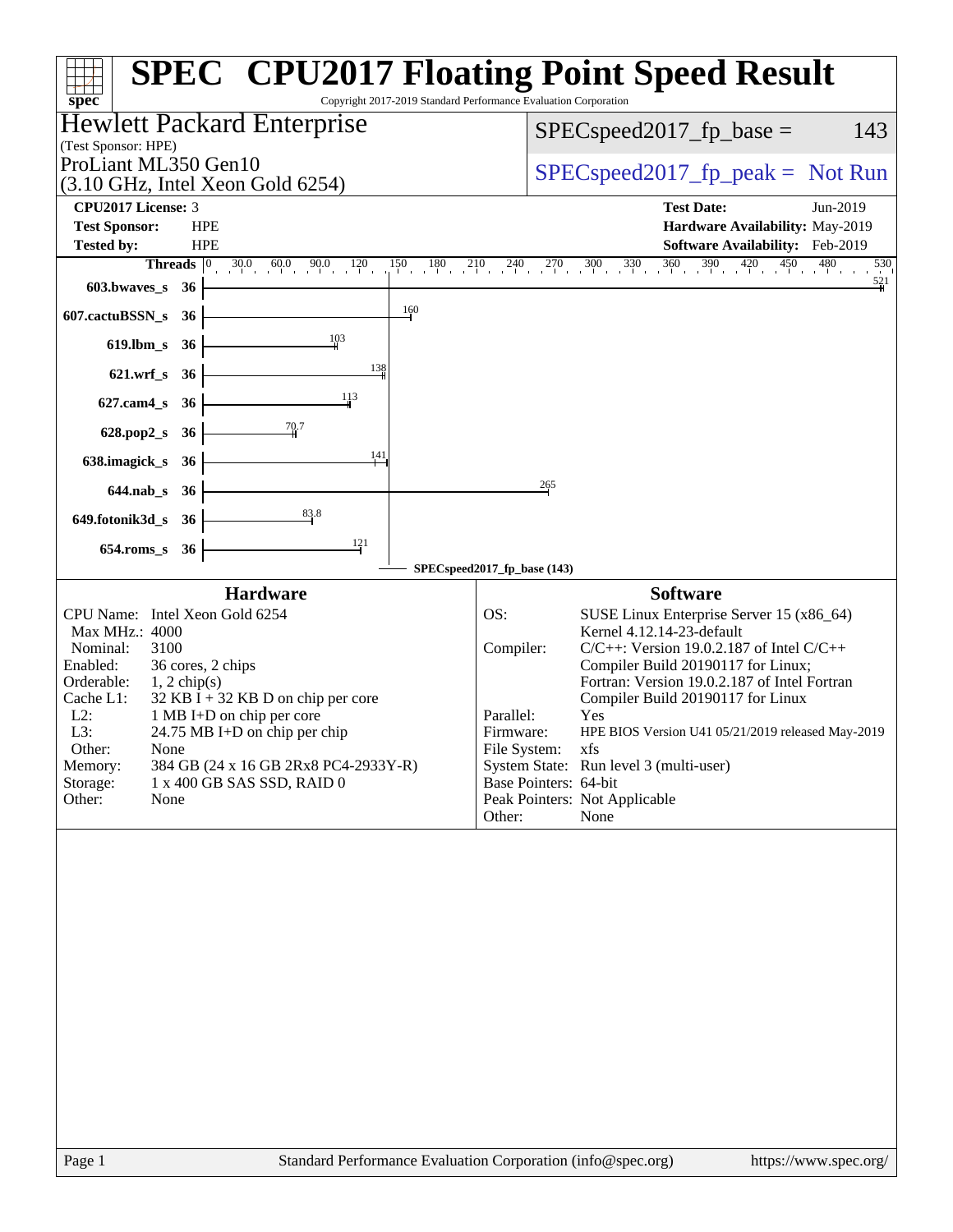# SPEC CPU2017 Floating Point Speed Result

Copyright 2017-2019 Standard Performance Evaluation Corporation

## Hewlett Packard Enterprise

(Test Sponsor: HPE)

ProLiant ML350 Gen10
(3.10 GHz, Intel Xeon Gold 6254)

SPECspeed2017_fp_base = 143

SPECspeed2017_fp_peak = Not Run

| | | | |
|---|---|---|---|
| **CPU2017 License:** | 3 | **Test Date:** | Jun-2019 |
| **Test Sponsor:** | HPE | **Hardware Availability:** | May-2019 |
| **Tested by:** | HPE | **Software Availability:** | Feb-2019 |

| Benchmark | Threads | Base Ratio |
|---|---|---|
| 603.bwaves_s | 36 | 521 |
| 607.cactuBSSN_s | 36 | 160 |
| 619.lbm_s | 36 | 103 |
| 621.wrf_s | 36 | 138 |
| 627.cam4_s | 36 | 113 |
| 628.pop2_s | 36 | 70.7 |
| 638.imagick_s | 36 | 141 |
| 644.nab_s | 36 | 265 |
| 649.fotonik3d_s | 36 | 83.8 |
| 654.roms_s | 36 | 121 |

SPECspeed2017_fp_base (143)

### Hardware

| | |
|---|---|
| CPU Name: | Intel Xeon Gold 6254 |
| Max MHz.: | 4000 |
| Nominal: | 3100 |
| Enabled: | 36 cores, 2 chips |
| Orderable: | 1, 2 chip(s) |
| Cache L1: | 32 KB I + 32 KB D on chip per core |
| L2: | 1 MB I+D on chip per core |
| L3: | 24.75 MB I+D on chip per chip |
| Other: | None |
| Memory: | 384 GB (24 x 16 GB 2Rx8 PC4-2933Y-R) |
| Storage: | 1 x 400 GB SAS SSD, RAID 0 |
| Other: | None |

### Software

| | |
|---|---|
| OS: | SUSE Linux Enterprise Server 15 (x86_64) Kernel 4.12.14-23-default |
| Compiler: | C/C++: Version 19.0.2.187 of Intel C/C++ Compiler Build 20190117 for Linux; Fortran: Version 19.0.2.187 of Intel Fortran Compiler Build 20190117 for Linux |
| Parallel: | Yes |
| Firmware: | HPE BIOS Version U41 05/21/2019 released May-2019 |
| File System: | xfs |
| System State: | Run level 3 (multi-user) |
| Base Pointers: | 64-bit |
| Peak Pointers: | Not Applicable |
| Other: | None |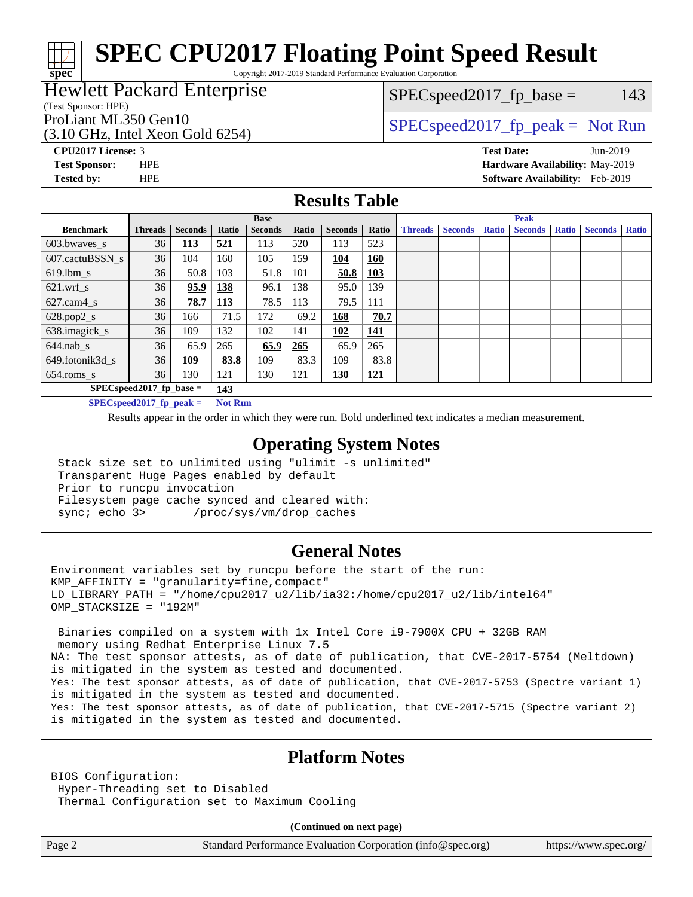# SPEC CPU2017 Floating Point Speed Result

Copyright 2017-2019 Standard Performance Evaluation Corporation

**Hewlett Packard Enterprise**
(Test Sponsor: HPE)
ProLiant ML350 Gen10
(3.10 GHz, Intel Xeon Gold 6254)

SPECspeed2017_fp_base = 143

SPECspeed2017_fp_peak = Not Run

**CPU2017 License:** 3
**Test Sponsor:** HPE
**Tested by:** HPE

**Test Date:** Jun-2019
**Hardware Availability:** May-2019
**Software Availability:** Feb-2019

## Results Table

| | Base | | | | | | | | Peak | | | | | | |
|---|---|---|---|---|---|---|---|---|---|---|---|---|---|---|---|
| **Benchmark** | **Threads** | **Seconds** | **Ratio** | **Seconds** | **Ratio** | **Seconds** | **Ratio** | **Threads** | **Seconds** | **Ratio** | **Seconds** | **Ratio** | **Seconds** | **Ratio** |
| 603.bwaves_s | 36 | **113** | **521** | 113 | 520 | 113 | 523 | | | | | | | |
| 607.cactuBSSN_s | 36 | 104 | 160 | 105 | 159 | **104** | **160** | | | | | | | |
| 619.lbm_s | 36 | 50.8 | 103 | 51.8 | 101 | **50.8** | **103** | | | | | | | |
| 621.wrf_s | 36 | **95.9** | **138** | 96.1 | 138 | 95.0 | 139 | | | | | | | |
| 627.cam4_s | 36 | **78.7** | **113** | 78.5 | 113 | 79.5 | 111 | | | | | | | |
| 628.pop2_s | 36 | 166 | 71.5 | 172 | 69.2 | **168** | **70.7** | | | | | | | |
| 638.imagick_s | 36 | 109 | 132 | 102 | 141 | **102** | **141** | | | | | | | |
| 644.nab_s | 36 | 65.9 | 265 | **65.9** | **265** | 65.9 | 265 | | | | | | | |
| 649.fotonik3d_s | 36 | **109** | **83.8** | 109 | 83.3 | 109 | 83.8 | | | | | | | |
| 654.roms_s | 36 | 130 | 121 | 130 | 121 | **130** | **121** | | | | | | | |

**SPECspeed2017_fp_base =** **143**

**SPECspeed2017_fp_peak =** **Not Run**

Results appear in the order in which they were run. Bold underlined text indicates a median measurement.

## Operating System Notes

```
Stack size set to unlimited using "ulimit -s unlimited"
Transparent Huge Pages enabled by default
Prior to runcpu invocation
Filesystem page cache synced and cleared with:
sync; echo 3>       /proc/sys/vm/drop_caches
```

## General Notes

```
Environment variables set by runcpu before the start of the run:
KMP_AFFINITY = "granularity=fine,compact"
LD_LIBRARY_PATH = "/home/cpu2017_u2/lib/ia32:/home/cpu2017_u2/lib/intel64"
OMP_STACKSIZE = "192M"

 Binaries compiled on a system with 1x Intel Core i9-7900X CPU + 32GB RAM
 memory using Redhat Enterprise Linux 7.5
NA: The test sponsor attests, as of date of publication, that CVE-2017-5754 (Meltdown)
is mitigated in the system as tested and documented.
Yes: The test sponsor attests, as of date of publication, that CVE-2017-5753 (Spectre variant 1)
is mitigated in the system as tested and documented.
Yes: The test sponsor attests, as of date of publication, that CVE-2017-5715 (Spectre variant 2)
is mitigated in the system as tested and documented.
```

## Platform Notes

```
BIOS Configuration:
 Hyper-Threading set to Disabled
 Thermal Configuration set to Maximum Cooling
```

**(Continued on next page)**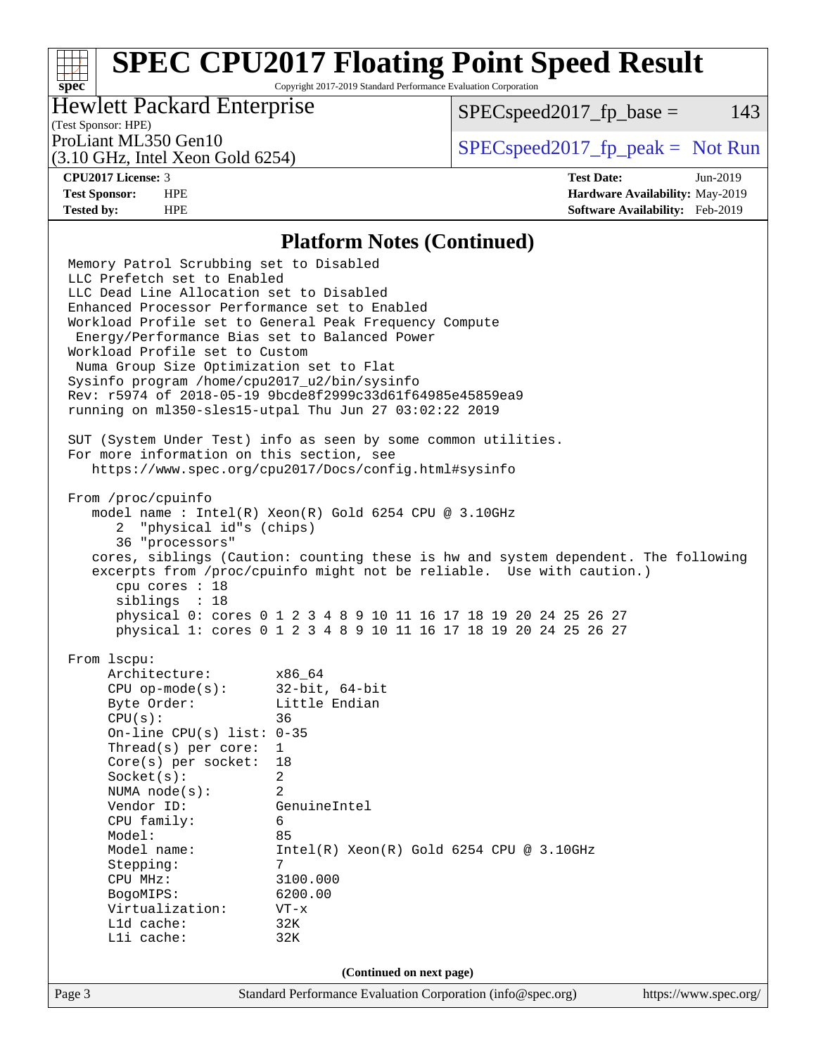## Platform Notes (Continued)

```
Memory Patrol Scrubbing set to Disabled
LLC Prefetch set to Enabled
LLC Dead Line Allocation set to Disabled
Enhanced Processor Performance set to Enabled
Workload Profile set to General Peak Frequency Compute
 Energy/Performance Bias set to Balanced Power
Workload Profile set to Custom
 Numa Group Size Optimization set to Flat
Sysinfo program /home/cpu2017_u2/bin/sysinfo
Rev: r5974 of 2018-05-19 9bcde8f2999c33d61f64985e45859ea9
running on ml350-sles15-utpal Thu Jun 27 03:02:22 2019

SUT (System Under Test) info as seen by some common utilities.
For more information on this section, see
   https://www.spec.org/cpu2017/Docs/config.html#sysinfo

From /proc/cpuinfo
   model name : Intel(R) Xeon(R) Gold 6254 CPU @ 3.10GHz
      2  "physical id"s (chips)
      36 "processors"
   cores, siblings (Caution: counting these is hw and system dependent. The following
   excerpts from /proc/cpuinfo might not be reliable.  Use with caution.)
      cpu cores : 18
      siblings  : 18
      physical 0: cores 0 1 2 3 4 8 9 10 11 16 17 18 19 20 24 25 26 27
      physical 1: cores 0 1 2 3 4 8 9 10 11 16 17 18 19 20 24 25 26 27

From lscpu:
     Architecture:        x86_64
     CPU op-mode(s):      32-bit, 64-bit
     Byte Order:          Little Endian
     CPU(s):              36
     On-line CPU(s) list: 0-35
     Thread(s) per core:  1
     Core(s) per socket:  18
     Socket(s):           2
     NUMA node(s):        2
     Vendor ID:           GenuineIntel
     CPU family:          6
     Model:               85
     Model name:          Intel(R) Xeon(R) Gold 6254 CPU @ 3.10GHz
     Stepping:            7
     CPU MHz:             3100.000
     BogoMIPS:            6200.00
     Virtualization:      VT-x
     L1d cache:           32K
     L1i cache:           32K
```

(Continued on next page)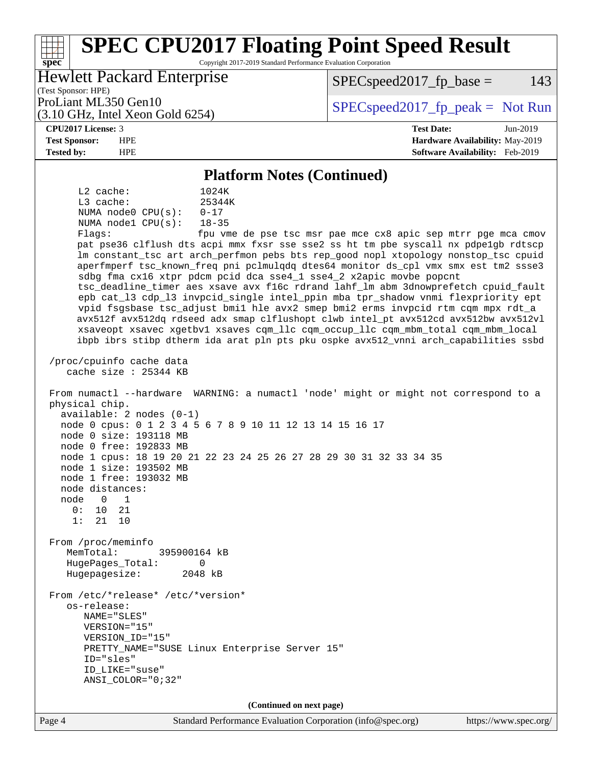## Platform Notes (Continued)

```
     L2 cache:            1024K
     L3 cache:            25344K
     NUMA node0 CPU(s):   0-17
     NUMA node1 CPU(s):   18-35
     Flags:               fpu vme de pse tsc msr pae mce cx8 apic sep mtrr pge mca cmov
     pat pse36 clflush dts acpi mmx fxsr sse sse2 ss ht tm pbe syscall nx pdpe1gb rdtscp
     lm constant_tsc art arch_perfmon pebs bts rep_good nopl xtopology nonstop_tsc cpuid
     aperfmperf tsc_known_freq pni pclmulqdq dtes64 monitor ds_cpl vmx smx est tm2 ssse3
     sdbg fma cx16 xtpr pdcm pcid dca sse4_1 sse4_2 x2apic movbe popcnt
     tsc_deadline_timer aes xsave avx f16c rdrand lahf_lm abm 3dnowprefetch cpuid_fault
     epb cat_l3 cdp_l3 invpcid_single intel_ppin mba tpr_shadow vnmi flexpriority ept
     vpid fsgsbase tsc_adjust bmi1 hle avx2 smep bmi2 erms invpcid rtm cqm mpx rdt_a
     avx512f avx512dq rdseed adx smap clflushopt clwb intel_pt avx512cd avx512bw avx512vl
     xsaveopt xsavec xgetbv1 xsaves cqm_llc cqm_occup_llc cqm_mbm_total cqm_mbm_local
     ibpb ibrs stibp dtherm ida arat pln pts pku ospke avx512_vnni arch_capabilities ssbd

 /proc/cpuinfo cache data
    cache size : 25344 KB

 From numactl --hardware  WARNING: a numactl 'node' might or might not correspond to a
 physical chip.
   available: 2 nodes (0-1)
   node 0 cpus: 0 1 2 3 4 5 6 7 8 9 10 11 12 13 14 15 16 17
   node 0 size: 193118 MB
   node 0 free: 192833 MB
   node 1 cpus: 18 19 20 21 22 23 24 25 26 27 28 29 30 31 32 33 34 35
   node 1 size: 193502 MB
   node 1 free: 193032 MB
   node distances:
   node   0   1
     0:  10  21
     1:  21  10

 From /proc/meminfo
    MemTotal:       395900164 kB
    HugePages_Total:       0
    Hugepagesize:       2048 kB

 From /etc/*release* /etc/*version*
    os-release:
       NAME="SLES"
       VERSION="15"
       VERSION_ID="15"
       PRETTY_NAME="SUSE Linux Enterprise Server 15"
       ID="sles"
       ID_LIKE="suse"
       ANSI_COLOR="0;32"
```

**(Continued on next page)**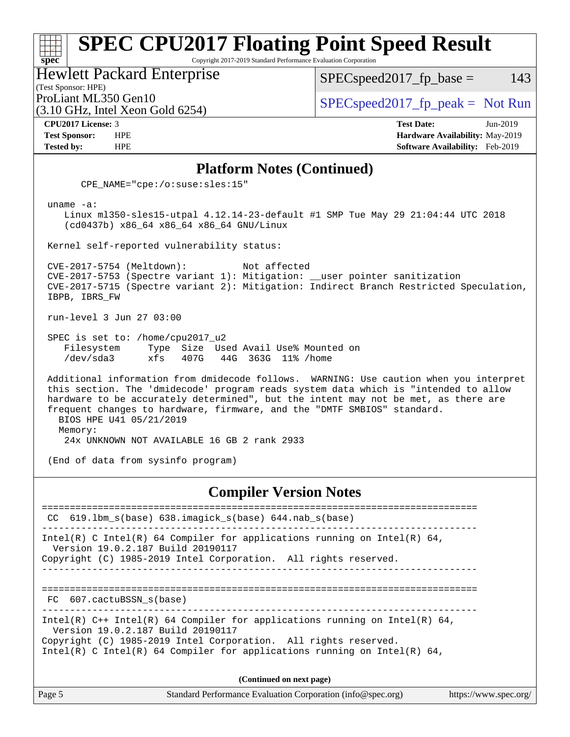## Platform Notes (Continued)

```
      CPE_NAME="cpe:/o:suse:sles:15"

 uname -a:
    Linux ml350-sles15-utpal 4.12.14-23-default #1 SMP Tue May 29 21:04:44 UTC 2018
    (cd0437b) x86_64 x86_64 x86_64 GNU/Linux

 Kernel self-reported vulnerability status:

 CVE-2017-5754 (Meltdown):          Not affected
 CVE-2017-5753 (Spectre variant 1): Mitigation: __user pointer sanitization
 CVE-2017-5715 (Spectre variant 2): Mitigation: Indirect Branch Restricted Speculation,
 IBPB, IBRS_FW

 run-level 3 Jun 27 03:00

 SPEC is set to: /home/cpu2017_u2
    Filesystem     Type  Size  Used Avail Use% Mounted on
    /dev/sda3      xfs   407G   44G  363G  11% /home

 Additional information from dmidecode follows.  WARNING: Use caution when you interpret
 this section. The 'dmidecode' program reads system data which is "intended to allow
 hardware to be accurately determined", but the intent may not be met, as there are
 frequent changes to hardware, firmware, and the "DMTF SMBIOS" standard.
   BIOS HPE U41 05/21/2019
   Memory:
    24x UNKNOWN NOT AVAILABLE 16 GB 2 rank 2933

 (End of data from sysinfo program)
```

## Compiler Version Notes

```
==============================================================================
 CC  619.lbm_s(base) 638.imagick_s(base) 644.nab_s(base)
------------------------------------------------------------------------------
Intel(R) C Intel(R) 64 Compiler for applications running on Intel(R) 64,
  Version 19.0.2.187 Build 20190117
Copyright (C) 1985-2019 Intel Corporation.  All rights reserved.
------------------------------------------------------------------------------

==============================================================================
 FC  607.cactuBSSN_s(base)
------------------------------------------------------------------------------
Intel(R) C++ Intel(R) 64 Compiler for applications running on Intel(R) 64,
  Version 19.0.2.187 Build 20190117
Copyright (C) 1985-2019 Intel Corporation.  All rights reserved.
Intel(R) C Intel(R) 64 Compiler for applications running on Intel(R) 64,
```

(Continued on next page)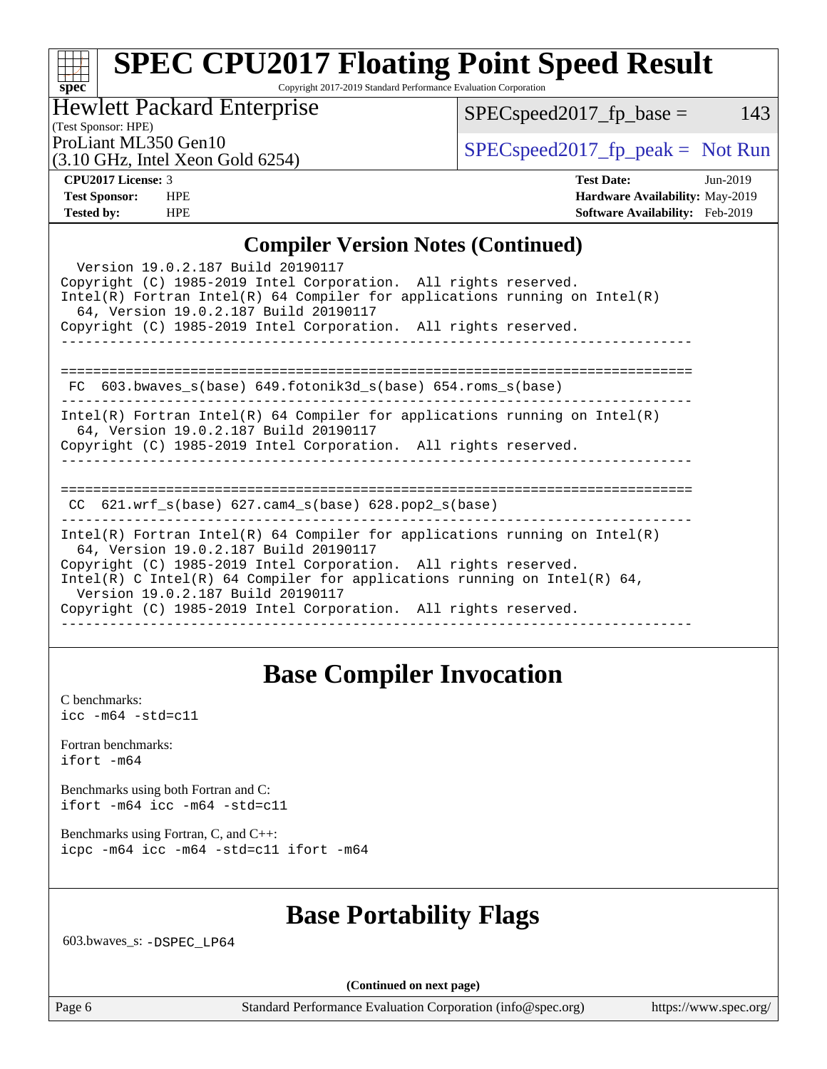## Compiler Version Notes (Continued)

```
  Version 19.0.2.187 Build 20190117
Copyright (C) 1985-2019 Intel Corporation.  All rights reserved.
Intel(R) Fortran Intel(R) 64 Compiler for applications running on Intel(R)
  64, Version 19.0.2.187 Build 20190117
Copyright (C) 1985-2019 Intel Corporation.  All rights reserved.
------------------------------------------------------------------------------

==============================================================================
 FC  603.bwaves_s(base) 649.fotonik3d_s(base) 654.roms_s(base)
------------------------------------------------------------------------------
Intel(R) Fortran Intel(R) 64 Compiler for applications running on Intel(R)
  64, Version 19.0.2.187 Build 20190117
Copyright (C) 1985-2019 Intel Corporation.  All rights reserved.
------------------------------------------------------------------------------

==============================================================================
 CC  621.wrf_s(base) 627.cam4_s(base) 628.pop2_s(base)
------------------------------------------------------------------------------
Intel(R) Fortran Intel(R) 64 Compiler for applications running on Intel(R)
  64, Version 19.0.2.187 Build 20190117
Copyright (C) 1985-2019 Intel Corporation.  All rights reserved.
Intel(R) C Intel(R) 64 Compiler for applications running on Intel(R) 64,
  Version 19.0.2.187 Build 20190117
Copyright (C) 1985-2019 Intel Corporation.  All rights reserved.
------------------------------------------------------------------------------
```

## Base Compiler Invocation

C benchmarks:
`icc -m64 -std=c11`

Fortran benchmarks:
`ifort -m64`

Benchmarks using both Fortran and C:
`ifort -m64 icc -m64 -std=c11`

Benchmarks using Fortran, C, and C++:
`icpc -m64 icc -m64 -std=c11 ifort -m64`

## Base Portability Flags

603.bwaves_s: `-DSPEC_LP64`

**(Continued on next page)**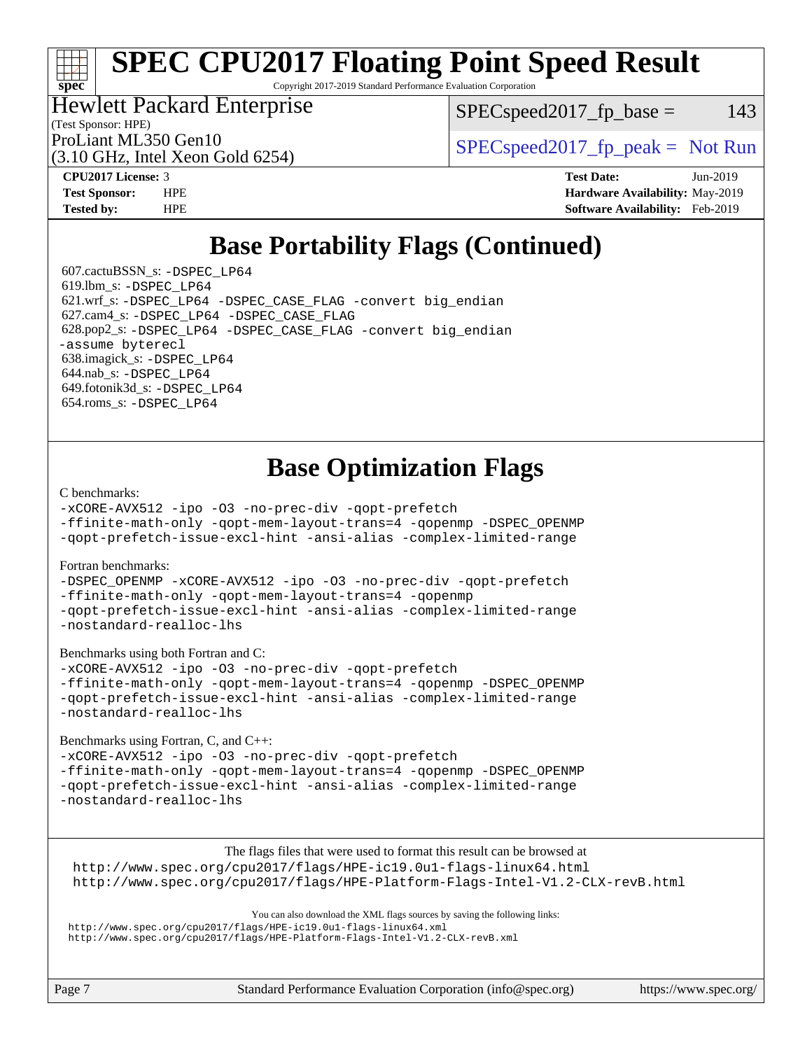# Base Portability Flags (Continued)

607.cactuBSSN_s: -DSPEC_LP64
619.lbm_s: -DSPEC_LP64
621.wrf_s: -DSPEC_LP64 -DSPEC_CASE_FLAG -convert big_endian
627.cam4_s: -DSPEC_LP64 -DSPEC_CASE_FLAG
628.pop2_s: -DSPEC_LP64 -DSPEC_CASE_FLAG -convert big_endian -assume byterecl
638.imagick_s: -DSPEC_LP64
644.nab_s: -DSPEC_LP64
649.fotonik3d_s: -DSPEC_LP64
654.roms_s: -DSPEC_LP64

# Base Optimization Flags

C benchmarks:

```
-xCORE-AVX512 -ipo -O3 -no-prec-div -qopt-prefetch
-ffinite-math-only -qopt-mem-layout-trans=4 -qopenmp -DSPEC_OPENMP
-qopt-prefetch-issue-excl-hint -ansi-alias -complex-limited-range
```

Fortran benchmarks:

```
-DSPEC_OPENMP -xCORE-AVX512 -ipo -O3 -no-prec-div -qopt-prefetch
-ffinite-math-only -qopt-mem-layout-trans=4 -qopenmp
-qopt-prefetch-issue-excl-hint -ansi-alias -complex-limited-range
-nostandard-realloc-lhs
```

Benchmarks using both Fortran and C:

```
-xCORE-AVX512 -ipo -O3 -no-prec-div -qopt-prefetch
-ffinite-math-only -qopt-mem-layout-trans=4 -qopenmp -DSPEC_OPENMP
-qopt-prefetch-issue-excl-hint -ansi-alias -complex-limited-range
-nostandard-realloc-lhs
```

Benchmarks using Fortran, C, and C++:

```
-xCORE-AVX512 -ipo -O3 -no-prec-div -qopt-prefetch
-ffinite-math-only -qopt-mem-layout-trans=4 -qopenmp -DSPEC_OPENMP
-qopt-prefetch-issue-excl-hint -ansi-alias -complex-limited-range
-nostandard-realloc-lhs
```

The flags files that were used to format this result can be browsed at
http://www.spec.org/cpu2017/flags/HPE-ic19.0u1-flags-linux64.html
http://www.spec.org/cpu2017/flags/HPE-Platform-Flags-Intel-V1.2-CLX-revB.html

You can also download the XML flags sources by saving the following links:
http://www.spec.org/cpu2017/flags/HPE-ic19.0u1-flags-linux64.xml
http://www.spec.org/cpu2017/flags/HPE-Platform-Flags-Intel-V1.2-CLX-revB.xml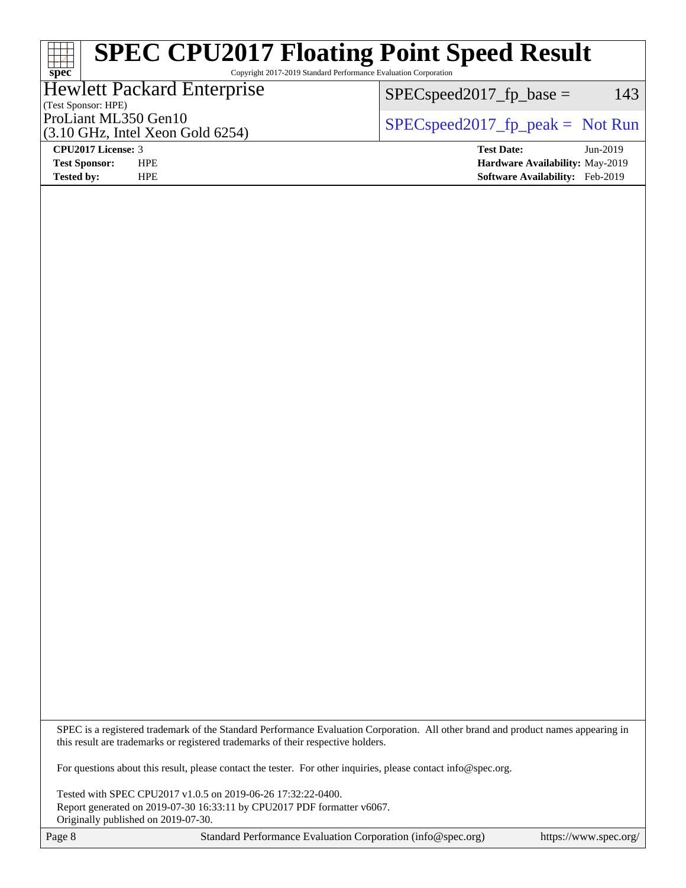# SPEC CPU2017 Floating Point Speed Result

Copyright 2017-2019 Standard Performance Evaluation Corporation

Hewlett Packard Enterprise
(Test Sponsor: HPE)
ProLiant ML350 Gen10
(3.10 GHz, Intel Xeon Gold 6254)

SPECspeed2017_fp_base = 143

SPECspeed2017_fp_peak = Not Run

**CPU2017 License:** 3
**Test Sponsor:** HPE
**Tested by:** HPE

**Test Date:** Jun-2019
**Hardware Availability:** May-2019
**Software Availability:** Feb-2019

SPEC is a registered trademark of the Standard Performance Evaluation Corporation. All other brand and product names appearing in this result are trademarks or registered trademarks of their respective holders.

For questions about this result, please contact the tester. For other inquiries, please contact info@spec.org.

Tested with SPEC CPU2017 v1.0.5 on 2019-06-26 17:32:22-0400.
Report generated on 2019-07-30 16:33:11 by CPU2017 PDF formatter v6067.
Originally published on 2019-07-30.